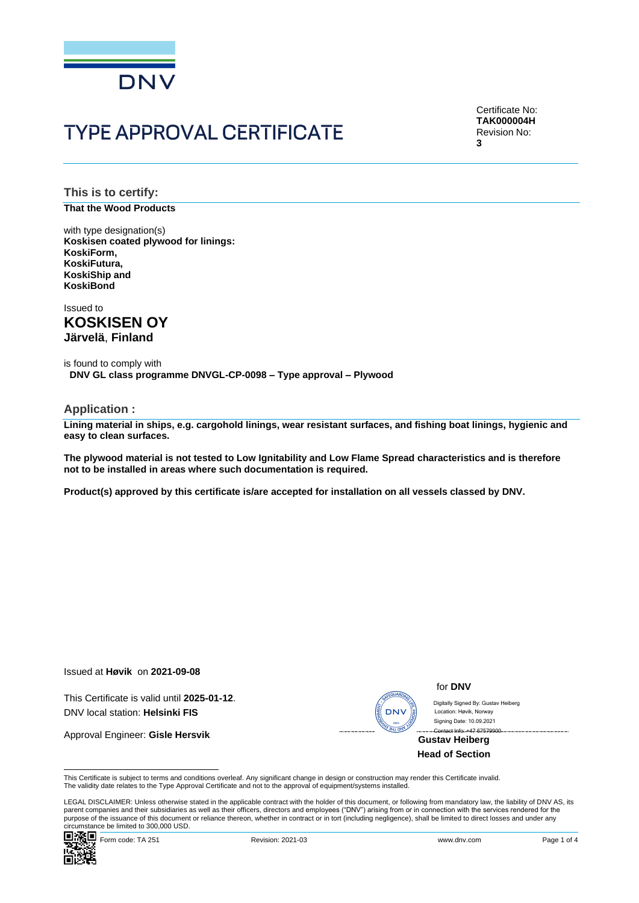# TYPE APPROVAL CERTIFICATE

Certificate No:
**TAK000004H**
Revision No:
**3**

## This is to certify:

**That the Wood Products**

with type designation(s)
**Koskisen coated plywood for linings:**
**KoskiForm,**
**KoskiFutura,**
**KoskiShip and**
**KoskiBond**

Issued to
**KOSKISEN OY**
**Järvelä**, **Finland**

is found to comply with
**DNV GL class programme DNVGL-CP-0098 – Type approval – Plywood**

## Application :

**Lining material in ships, e.g. cargohold linings, wear resistant surfaces, and fishing boat linings, hygienic and easy to clean surfaces.**

**The plywood material is not tested to Low Ignitability and Low Flame Spread characteristics and is therefore not to be installed in areas where such documentation is required.**

**Product(s) approved by this certificate is/are accepted for installation on all vessels classed by DNV.**

Issued at **Høvik** on **2021-09-08**

This Certificate is valid until **2025-01-12**.
DNV local station: **Helsinki FIS**

Approval Engineer: **Gisle Hersvik**

for **DNV**

Digitally Signed By: Gustav Heiberg
Location: Høvik, Norway
Signing Date: 10.09.2021
Contact Info: +47 67579900

**Gustav Heiberg**
**Head of Section**

This Certificate is subject to terms and conditions overleaf. Any significant change in design or construction may render this Certificate invalid.
The validity date relates to the Type Approval Certificate and not to the approval of equipment/systems installed.

LEGAL DISCLAIMER: Unless otherwise stated in the applicable contract with the holder of this document, or following from mandatory law, the liability of DNV AS, its parent companies and their subsidiaries as well as their officers, directors and employees ("DNV") arising from or in connection with the services rendered for the purpose of the issuance of this document or reliance thereon, whether in contract or in tort (including negligence), shall be limited to direct losses and under any circumstance be limited to 300,000 USD.

Form code: TA 251 Revision: 2021-03 www.dnv.com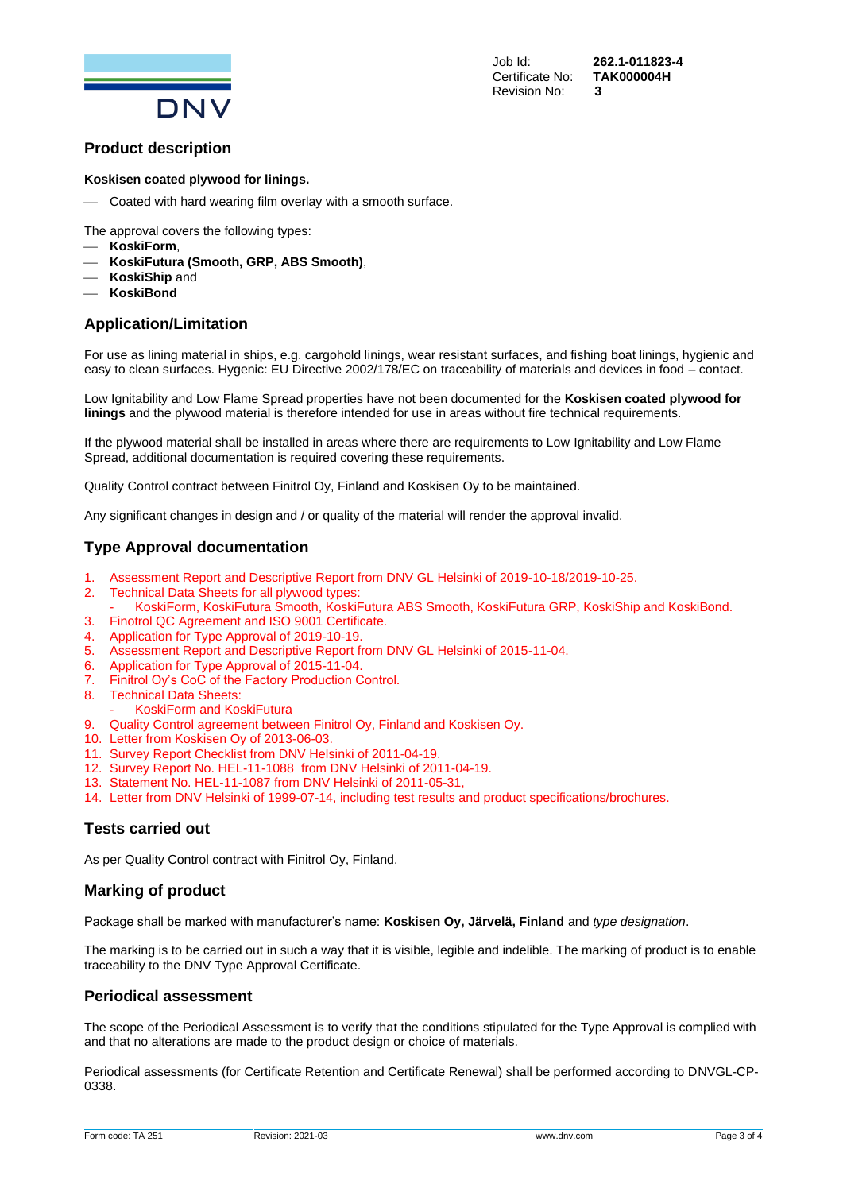Job Id: **262.1-011823-4**
Certificate No: **TAK000004H**
Revision No: **3**

## Product description

**Koskisen coated plywood for linings.**

- Coated with hard wearing film overlay with a smooth surface.

The approval covers the following types:
- **KoskiForm**,
- **KoskiFutura (Smooth, GRP, ABS Smooth)**,
- **KoskiShip** and
- **KoskiBond**

## Application/Limitation

For use as lining material in ships, e.g. cargohold linings, wear resistant surfaces, and fishing boat linings, hygienic and easy to clean surfaces. Hygenic: EU Directive 2002/178/EC on traceability of materials and devices in food – contact.

Low Ignitability and Low Flame Spread properties have not been documented for the **Koskisen coated plywood for linings** and the plywood material is therefore intended for use in areas without fire technical requirements.

If the plywood material shall be installed in areas where there are requirements to Low Ignitability and Low Flame Spread, additional documentation is required covering these requirements.

Quality Control contract between Finitrol Oy, Finland and Koskisen Oy to be maintained.

Any significant changes in design and / or quality of the material will render the approval invalid.

## Type Approval documentation

1. Assessment Report and Descriptive Report from DNV GL Helsinki of 2019-10-18/2019-10-25.
2. Technical Data Sheets for all plywood types:
   - KoskiForm, KoskiFutura Smooth, KoskiFutura ABS Smooth, KoskiFutura GRP, KoskiShip and KoskiBond.
3. Finotrol QC Agreement and ISO 9001 Certificate.
4. Application for Type Approval of 2019-10-19.
5. Assessment Report and Descriptive Report from DNV GL Helsinki of 2015-11-04.
6. Application for Type Approval of 2015-11-04.
7. Finitrol Oy's CoC of the Factory Production Control.
8. Technical Data Sheets:
   - KoskiForm and KoskiFutura
9. Quality Control agreement between Finitrol Oy, Finland and Koskisen Oy.
10. Letter from Koskisen Oy of 2013-06-03.
11. Survey Report Checklist from DNV Helsinki of 2011-04-19.
12. Survey Report No. HEL-11-1088 from DNV Helsinki of 2011-04-19.
13. Statement No. HEL-11-1087 from DNV Helsinki of 2011-05-31,
14. Letter from DNV Helsinki of 1999-07-14, including test results and product specifications/brochures.

## Tests carried out

As per Quality Control contract with Finitrol Oy, Finland.

## Marking of product

Package shall be marked with manufacturer's name: **Koskisen Oy, Järvelä, Finland** and *type designation*.

The marking is to be carried out in such a way that it is visible, legible and indelible. The marking of product is to enable traceability to the DNV Type Approval Certificate.

## Periodical assessment

The scope of the Periodical Assessment is to verify that the conditions stipulated for the Type Approval is complied with and that no alterations are made to the product design or choice of materials.

Periodical assessments (for Certificate Retention and Certificate Renewal) shall be performed according to DNVGL-CP-0338.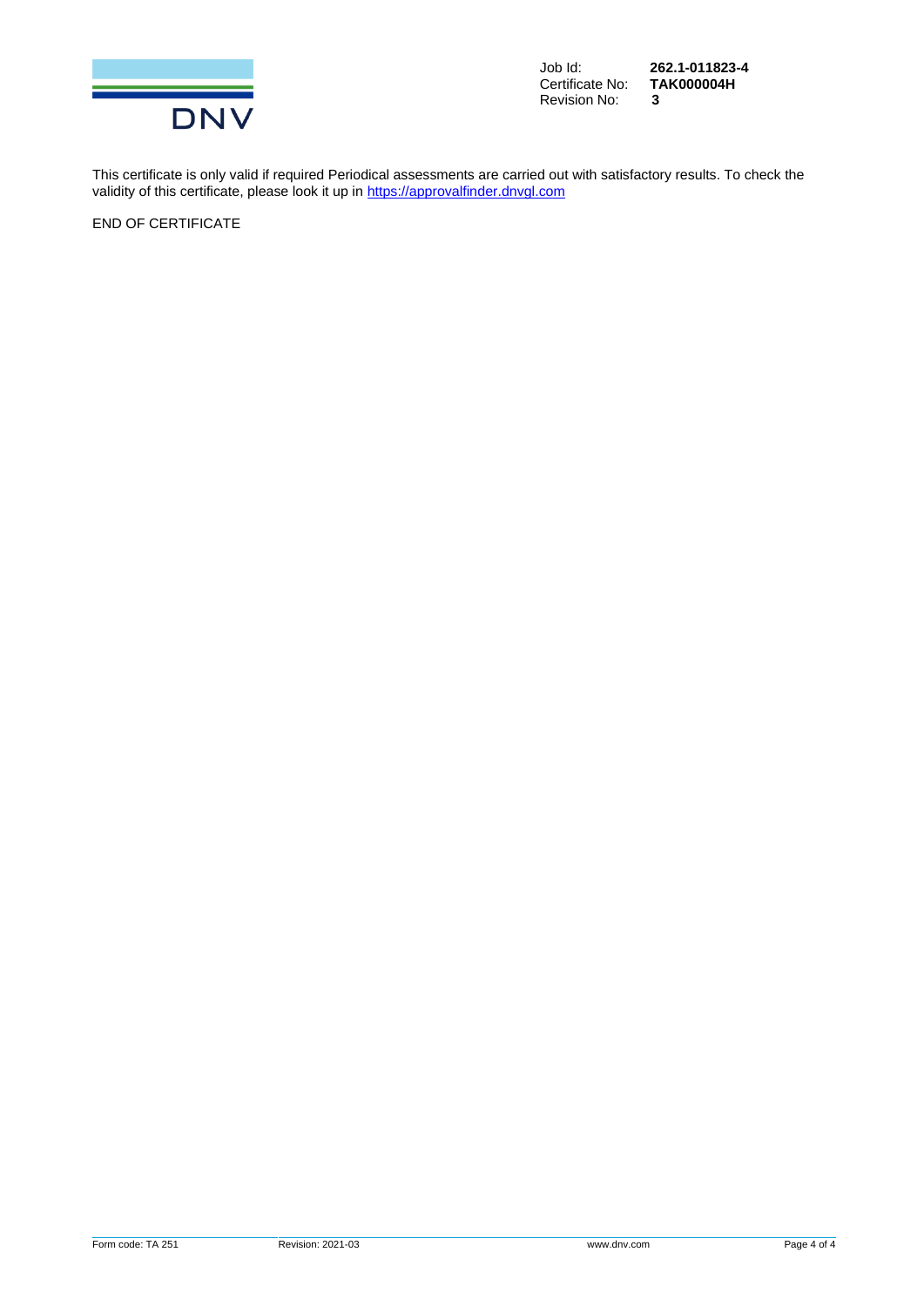| | |
|---|---|
| Job Id: | **262.1-011823-4** |
| Certificate No: | **TAK000004H** |
| Revision No: | **3** |

This certificate is only valid if required Periodical assessments are carried out with satisfactory results. To check the validity of this certificate, please look it up in https://approvalfinder.dnvgl.com

END OF CERTIFICATE